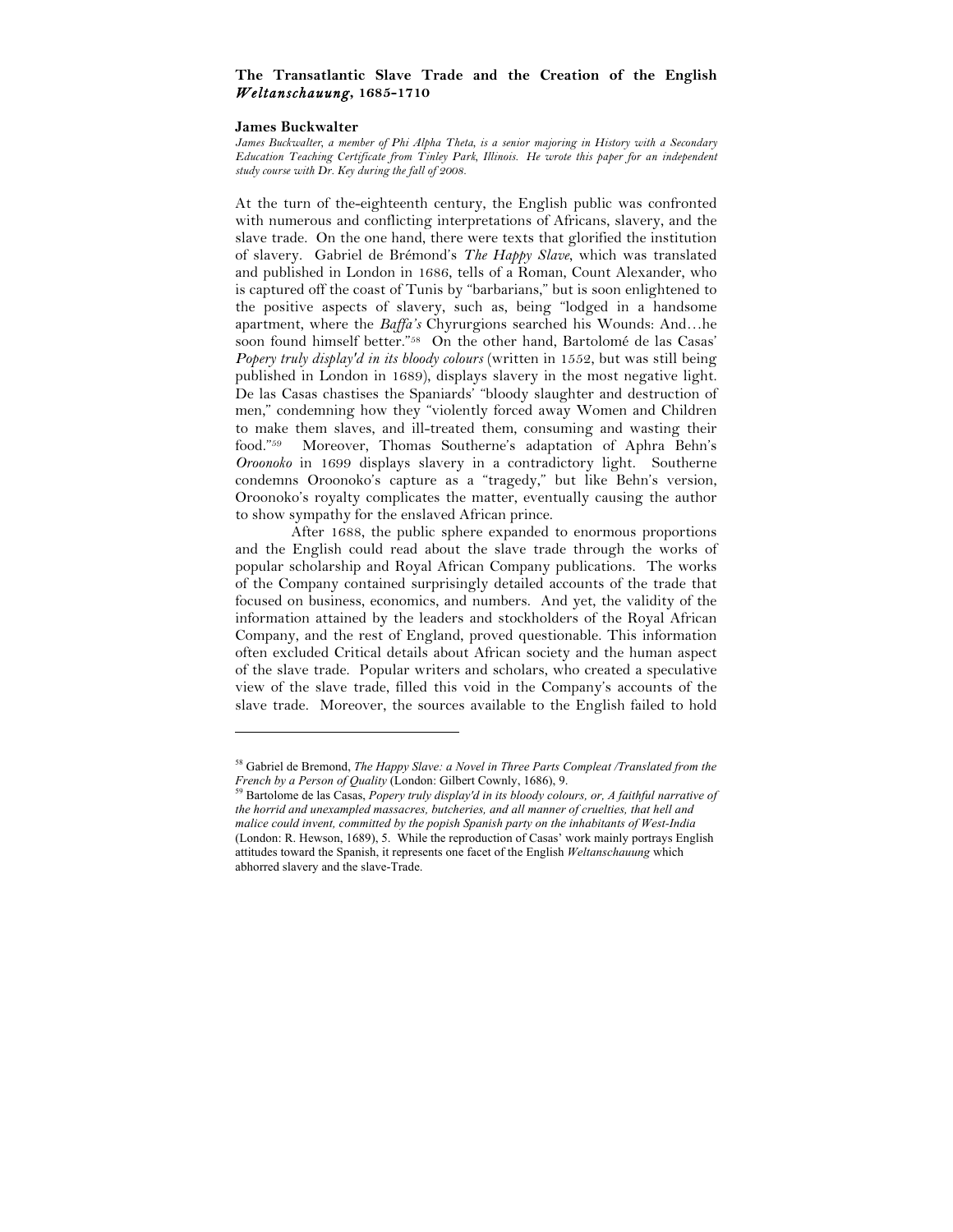## The Transatlantic Slave Trade and the Creation of the English *Weltanschauung*, 1685-1710

### James Buckwalter

*James Buckwalter, a member of Phi Alpha Theta, is a senior majoring in History with a Secondary Education Teaching Certificate from Tinley Park, Illinois. He wrote this paper for an independent study course with Dr. Key during the fall of 2008.*

At the turn of the-eighteenth century, the English public was confronted with numerous and conflicting interpretations of Africans, slavery, and the slave trade. On the one hand, there were texts that glorified the institution of slavery. Gabriel de Brémond's *The Happy Slave*, which was translated and published in London in 1686, tells of a Roman, Count Alexander, who is captured off the coast of Tunis by "barbarians," but is soon enlightened to the positive aspects of slavery, such as, being "lodged in a handsome apartment, where the *Baffa's* Chyrurgions searched his Wounds: And…he soon found himself better."[58] On the other hand, Bartolomé de las Casas' *Popery truly display'd in its bloody colours* (written in 1552, but was still being published in London in 1689), displays slavery in the most negative light. De las Casas chastises the Spaniards' "bloody slaughter and destruction of men," condemning how they "violently forced away Women and Children to make them slaves, and ill-treated them, consuming and wasting their food."[59] Moreover, Thomas Southerne's adaptation of Aphra Behn's *Oroonoko* in 1699 displays slavery in a contradictory light. Southerne condemns Oroonoko's capture as a "tragedy," but like Behn's version, Oroonoko's royalty complicates the matter, eventually causing the author to show sympathy for the enslaved African prince.

After 1688, the public sphere expanded to enormous proportions and the English could read about the slave trade through the works of popular scholarship and Royal African Company publications. The works of the Company contained surprisingly detailed accounts of the trade that focused on business, economics, and numbers. And yet, the validity of the information attained by the leaders and stockholders of the Royal African Company, and the rest of England, proved questionable. This information often excluded Critical details about African society and the human aspect of the slave trade. Popular writers and scholars, who created a speculative view of the slave trade, filled this void in the Company's accounts of the slave trade. Moreover, the sources available to the English failed to hold

---

[58] Gabriel de Bremond, *The Happy Slave: a Novel in Three Parts Compleat /Translated from the French by a Person of Quality* (London: Gilbert Cownly, 1686), 9.

[59] Bartolome de las Casas, *Popery truly display'd in its bloody colours, or, A faithful narrative of the horrid and unexampled massacres, butcheries, and all manner of cruelties, that hell and malice could invent, committed by the popish Spanish party on the inhabitants of West-India* (London: R. Hewson, 1689), 5. While the reproduction of Casas' work mainly portrays English attitudes toward the Spanish, it represents one facet of the English *Weltanschauung* which abhorred slavery and the slave-Trade.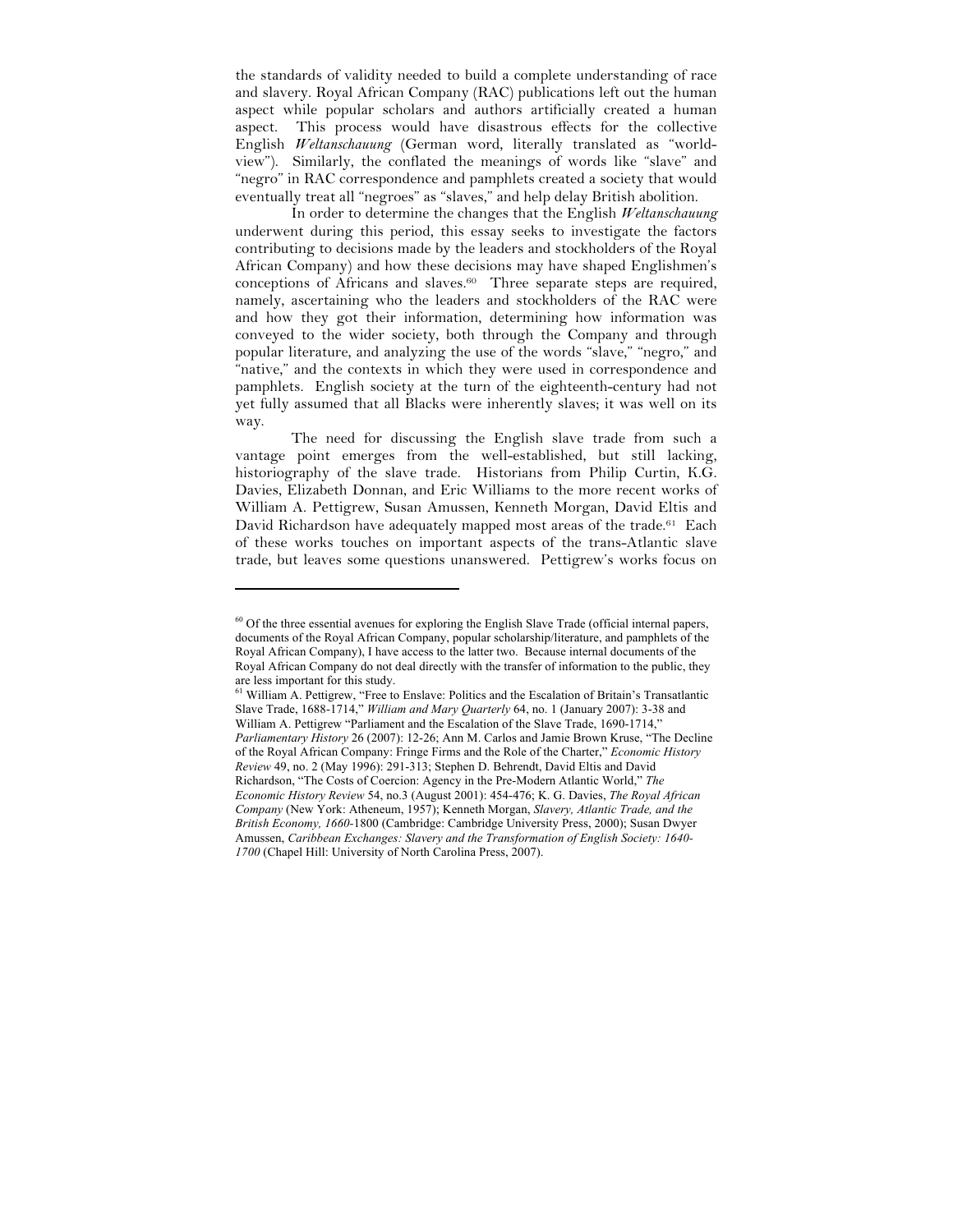the standards of validity needed to build a complete understanding of race and slavery. Royal African Company (RAC) publications left out the human aspect while popular scholars and authors artificially created a human aspect. This process would have disastrous effects for the collective English *Weltanschauung* (German word, literally translated as "world-view"). Similarly, the conflated the meanings of words like "slave" and "negro" in RAC correspondence and pamphlets created a society that would eventually treat all "negroes" as "slaves," and help delay British abolition.

In order to determine the changes that the English *Weltanschauung* underwent during this period, this essay seeks to investigate the factors contributing to decisions made by the leaders and stockholders of the Royal African Company) and how these decisions may have shaped Englishmen's conceptions of Africans and slaves.[60] Three separate steps are required, namely, ascertaining who the leaders and stockholders of the RAC were and how they got their information, determining how information was conveyed to the wider society, both through the Company and through popular literature, and analyzing the use of the words "slave," "negro," and "native," and the contexts in which they were used in correspondence and pamphlets. English society at the turn of the eighteenth-century had not yet fully assumed that all Blacks were inherently slaves; it was well on its way.

The need for discussing the English slave trade from such a vantage point emerges from the well-established, but still lacking, historiography of the slave trade. Historians from Philip Curtin, K.G. Davies, Elizabeth Donnan, and Eric Williams to the more recent works of William A. Pettigrew, Susan Amussen, Kenneth Morgan, David Eltis and David Richardson have adequately mapped most areas of the trade.[61] Each of these works touches on important aspects of the trans-Atlantic slave trade, but leaves some questions unanswered. Pettigrew's works focus on

---

[60] Of the three essential avenues for exploring the English Slave Trade (official internal papers, documents of the Royal African Company, popular scholarship/literature, and pamphlets of the Royal African Company), I have access to the latter two. Because internal documents of the Royal African Company do not deal directly with the transfer of information to the public, they are less important for this study.

[61] William A. Pettigrew, "Free to Enslave: Politics and the Escalation of Britain's Transatlantic Slave Trade, 1688-1714," *William and Mary Quarterly* 64, no. 1 (January 2007): 3-38 and William A. Pettigrew "Parliament and the Escalation of the Slave Trade, 1690-1714," *Parliamentary History* 26 (2007): 12-26; Ann M. Carlos and Jamie Brown Kruse, "The Decline of the Royal African Company: Fringe Firms and the Role of the Charter," *Economic History Review* 49, no. 2 (May 1996): 291-313; Stephen D. Behrendt, David Eltis and David Richardson, "The Costs of Coercion: Agency in the Pre-Modern Atlantic World," *The Economic History Review* 54, no.3 (August 2001): 454-476; K. G. Davies, *The Royal African Company* (New York: Atheneum, 1957); Kenneth Morgan, *Slavery, Atlantic Trade, and the British Economy, 1660*-1800 (Cambridge: Cambridge University Press, 2000); Susan Dwyer Amussen, *Caribbean Exchanges: Slavery and the Transformation of English Society: 1640-1700* (Chapel Hill: University of North Carolina Press, 2007).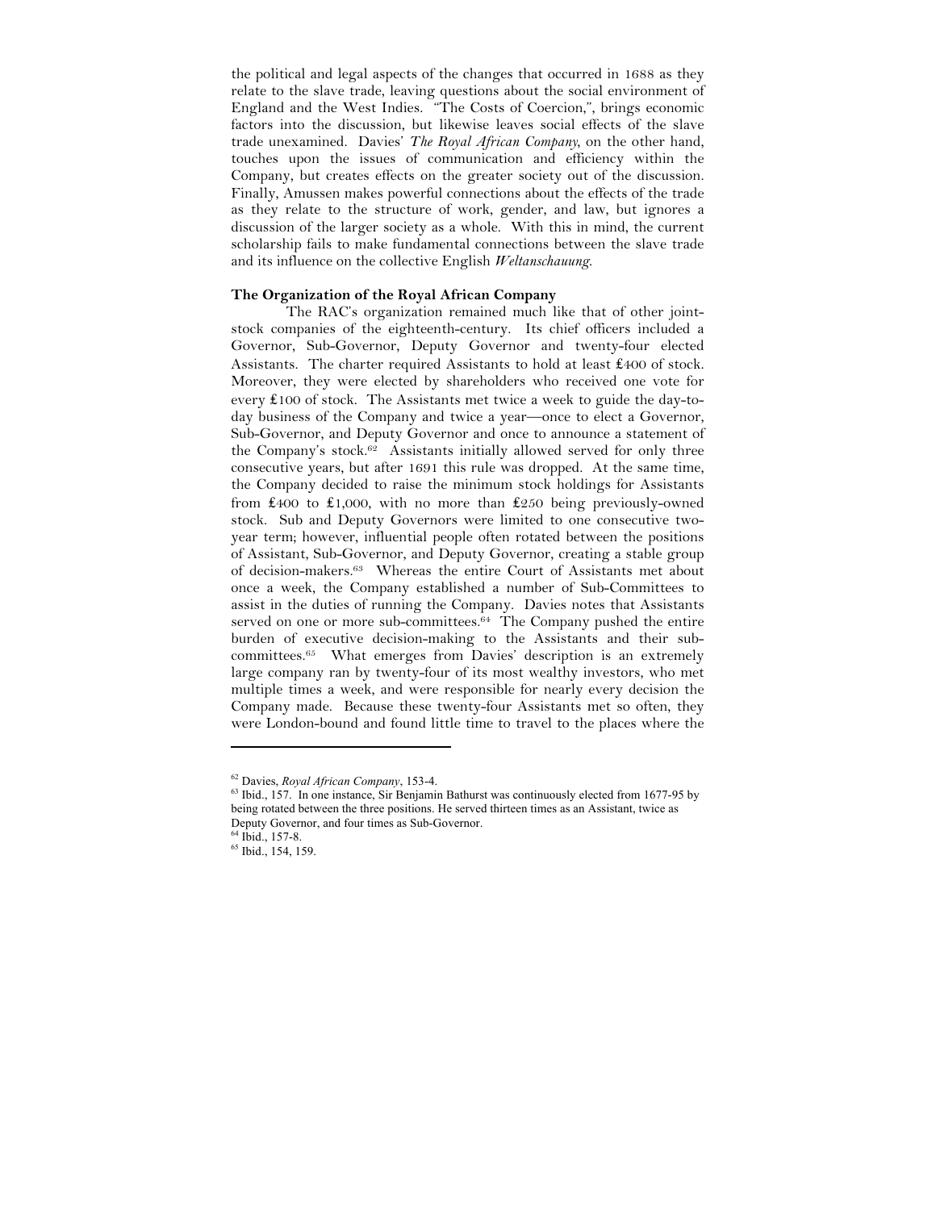the political and legal aspects of the changes that occurred in 1688 as they relate to the slave trade, leaving questions about the social environment of England and the West Indies. "The Costs of Coercion,", brings economic factors into the discussion, but likewise leaves social effects of the slave trade unexamined. Davies' *The Royal African Company*, on the other hand, touches upon the issues of communication and efficiency within the Company, but creates effects on the greater society out of the discussion. Finally, Amussen makes powerful connections about the effects of the trade as they relate to the structure of work, gender, and law, but ignores a discussion of the larger society as a whole. With this in mind, the current scholarship fails to make fundamental connections between the slave trade and its influence on the collective English *Weltanschauung*.

**The Organization of the Royal African Company**

The RAC's organization remained much like that of other joint-stock companies of the eighteenth-century. Its chief officers included a Governor, Sub-Governor, Deputy Governor and twenty-four elected Assistants. The charter required Assistants to hold at least ₤400 of stock. Moreover, they were elected by shareholders who received one vote for every ₤100 of stock. The Assistants met twice a week to guide the day-to-day business of the Company and twice a year—once to elect a Governor, Sub-Governor, and Deputy Governor and once to announce a statement of the Company's stock.[62] Assistants initially allowed served for only three consecutive years, but after 1691 this rule was dropped. At the same time, the Company decided to raise the minimum stock holdings for Assistants from ₤400 to ₤1,000, with no more than ₤250 being previously-owned stock. Sub and Deputy Governors were limited to one consecutive two-year term; however, influential people often rotated between the positions of Assistant, Sub-Governor, and Deputy Governor, creating a stable group of decision-makers.[63] Whereas the entire Court of Assistants met about once a week, the Company established a number of Sub-Committees to assist in the duties of running the Company. Davies notes that Assistants served on one or more sub-committees.[64] The Company pushed the entire burden of executive decision-making to the Assistants and their sub-committees.[65] What emerges from Davies' description is an extremely large company ran by twenty-four of its most wealthy investors, who met multiple times a week, and were responsible for nearly every decision the Company made. Because these twenty-four Assistants met so often, they were London-bound and found little time to travel to the places where the

---

[62] Davies, *Royal African Company*, 153-4.

[63] Ibid., 157. In one instance, Sir Benjamin Bathurst was continuously elected from 1677-95 by being rotated between the three positions. He served thirteen times as an Assistant, twice as Deputy Governor, and four times as Sub-Governor.

[64] Ibid., 157-8.

[65] Ibid., 154, 159.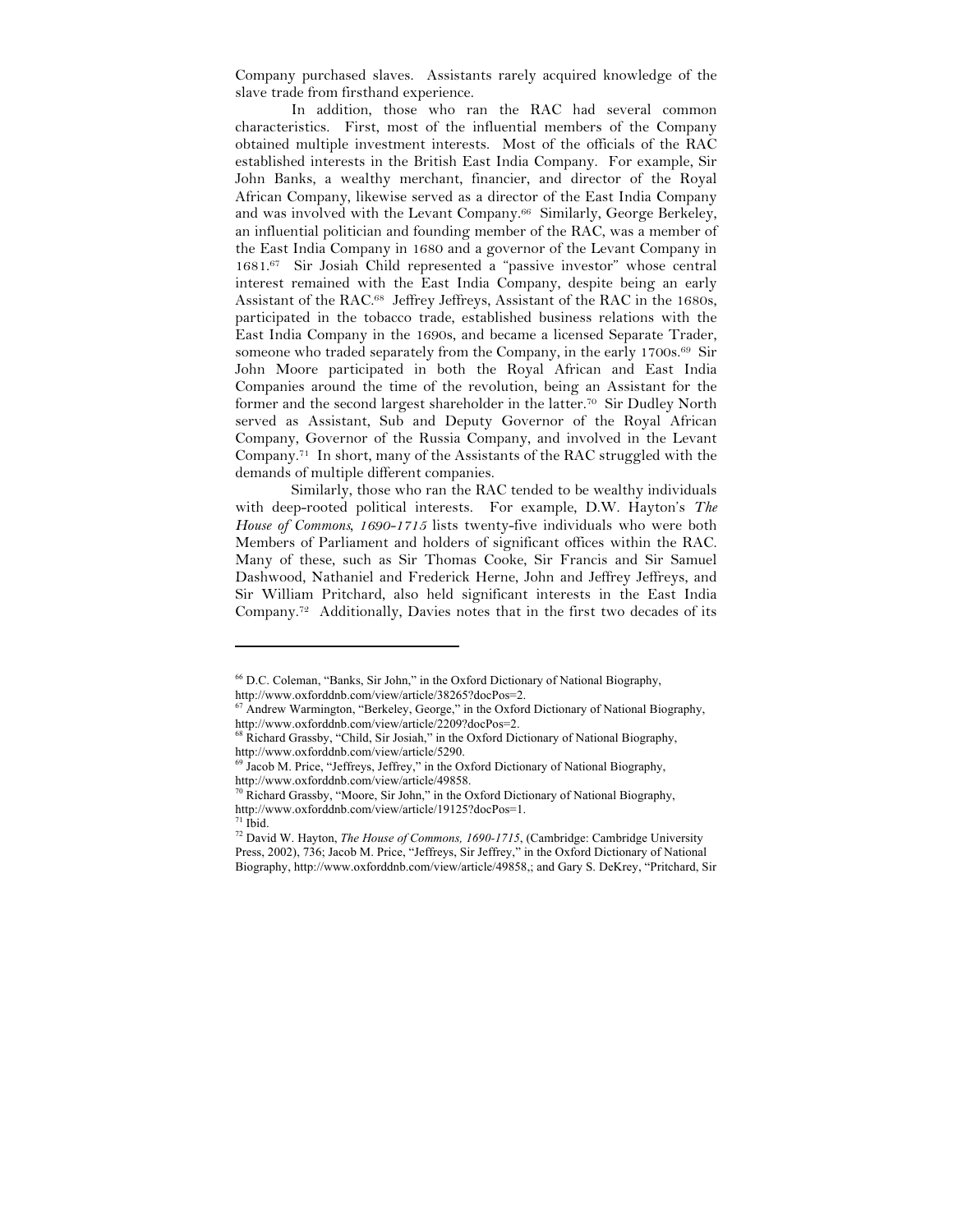Company purchased slaves. Assistants rarely acquired knowledge of the slave trade from firsthand experience.

In addition, those who ran the RAC had several common characteristics. First, most of the influential members of the Company obtained multiple investment interests. Most of the officials of the RAC established interests in the British East India Company. For example, Sir John Banks, a wealthy merchant, financier, and director of the Royal African Company, likewise served as a director of the East India Company and was involved with the Levant Company.[66] Similarly, George Berkeley, an influential politician and founding member of the RAC, was a member of the East India Company in 1680 and a governor of the Levant Company in 1681.[67] Sir Josiah Child represented a "passive investor" whose central interest remained with the East India Company, despite being an early Assistant of the RAC.[68] Jeffrey Jeffreys, Assistant of the RAC in the 1680s, participated in the tobacco trade, established business relations with the East India Company in the 1690s, and became a licensed Separate Trader, someone who traded separately from the Company, in the early 1700s.[69] Sir John Moore participated in both the Royal African and East India Companies around the time of the revolution, being an Assistant for the former and the second largest shareholder in the latter.[70] Sir Dudley North served as Assistant, Sub and Deputy Governor of the Royal African Company, Governor of the Russia Company, and involved in the Levant Company.[71] In short, many of the Assistants of the RAC struggled with the demands of multiple different companies.

Similarly, those who ran the RAC tended to be wealthy individuals with deep-rooted political interests. For example, D.W. Hayton's *The House of Commons, 1690-1715* lists twenty-five individuals who were both Members of Parliament and holders of significant offices within the RAC. Many of these, such as Sir Thomas Cooke, Sir Francis and Sir Samuel Dashwood, Nathaniel and Frederick Herne, John and Jeffrey Jeffreys, and Sir William Pritchard, also held significant interests in the East India Company.[72] Additionally, Davies notes that in the first two decades of its

---

[66] D.C. Coleman, "Banks, Sir John," in the Oxford Dictionary of National Biography, http://www.oxforddnb.com/view/article/38265?docPos=2.

[67] Andrew Warmington, "Berkeley, George," in the Oxford Dictionary of National Biography, http://www.oxforddnb.com/view/article/2209?docPos=2.

[68] Richard Grassby, "Child, Sir Josiah," in the Oxford Dictionary of National Biography, http://www.oxforddnb.com/view/article/5290.

[69] Jacob M. Price, "Jeffreys, Jeffrey," in the Oxford Dictionary of National Biography, http://www.oxforddnb.com/view/article/49858.

[70] Richard Grassby, "Moore, Sir John," in the Oxford Dictionary of National Biography, http://www.oxforddnb.com/view/article/19125?docPos=1.

[71] Ibid.

[72] David W. Hayton, *The House of Commons, 1690-1715*, (Cambridge: Cambridge University Press, 2002), 736; Jacob M. Price, "Jeffreys, Sir Jeffrey," in the Oxford Dictionary of National Biography, http://www.oxforddnb.com/view/article/49858,; and Gary S. DeKrey, "Pritchard, Sir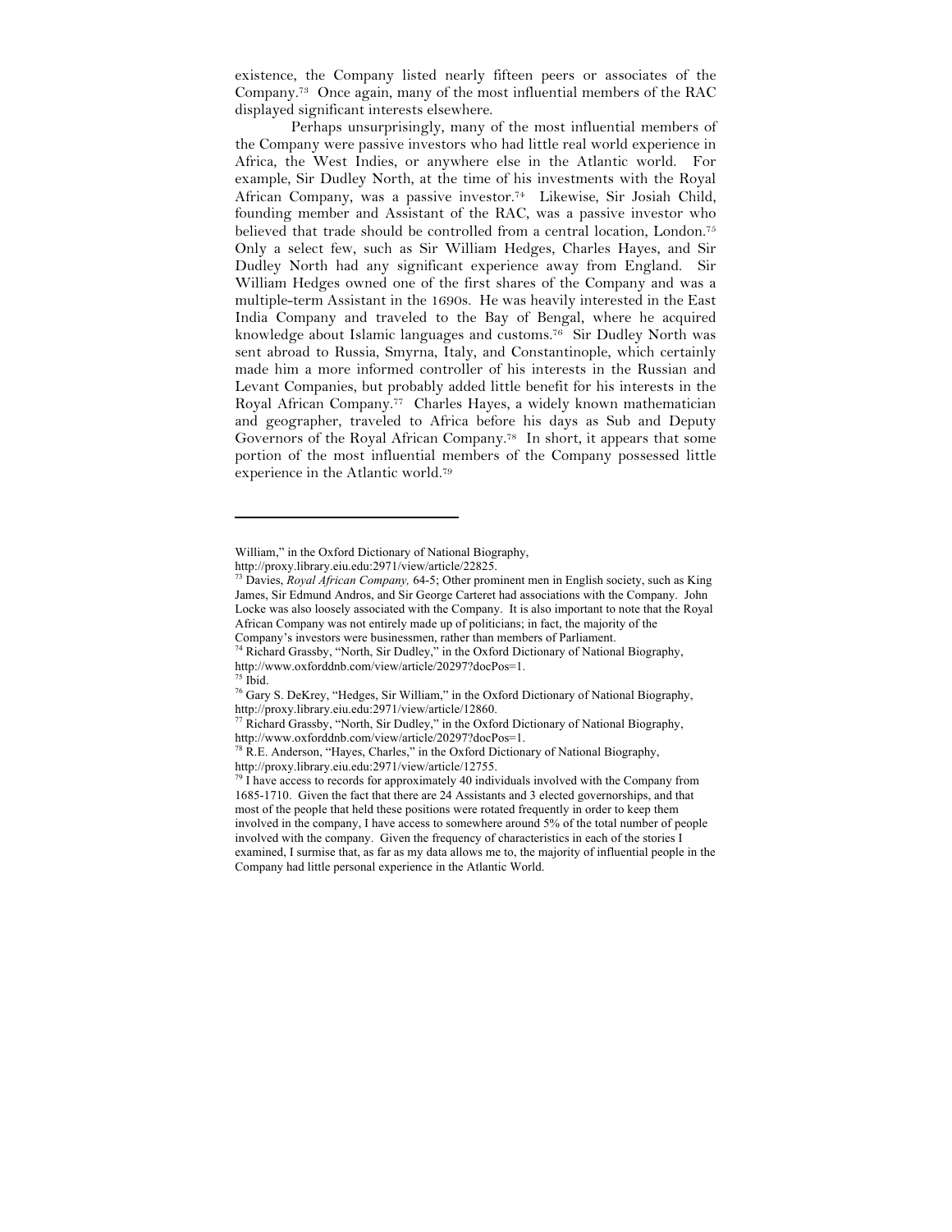existence, the Company listed nearly fifteen peers or associates of the Company.[73] Once again, many of the most influential members of the RAC displayed significant interests elsewhere.

Perhaps unsurprisingly, many of the most influential members of the Company were passive investors who had little real world experience in Africa, the West Indies, or anywhere else in the Atlantic world. For example, Sir Dudley North, at the time of his investments with the Royal African Company, was a passive investor.[74] Likewise, Sir Josiah Child, founding member and Assistant of the RAC, was a passive investor who believed that trade should be controlled from a central location, London.[75] Only a select few, such as Sir William Hedges, Charles Hayes, and Sir Dudley North had any significant experience away from England. Sir William Hedges owned one of the first shares of the Company and was a multiple-term Assistant in the 1690s. He was heavily interested in the East India Company and traveled to the Bay of Bengal, where he acquired knowledge about Islamic languages and customs.[76] Sir Dudley North was sent abroad to Russia, Smyrna, Italy, and Constantinople, which certainly made him a more informed controller of his interests in the Russian and Levant Companies, but probably added little benefit for his interests in the Royal African Company.[77] Charles Hayes, a widely known mathematician and geographer, traveled to Africa before his days as Sub and Deputy Governors of the Royal African Company.[78] In short, it appears that some portion of the most influential members of the Company possessed little experience in the Atlantic world.[79]

---

William," in the Oxford Dictionary of National Biography, http://proxy.library.eiu.edu:2971/view/article/22825.

[73] Davies, *Royal African Company,* 64-5; Other prominent men in English society, such as King James, Sir Edmund Andros, and Sir George Carteret had associations with the Company. John Locke was also loosely associated with the Company. It is also important to note that the Royal African Company was not entirely made up of politicians; in fact, the majority of the Company's investors were businessmen, rather than members of Parliament.

[74] Richard Grassby, "North, Sir Dudley," in the Oxford Dictionary of National Biography, http://www.oxforddnb.com/view/article/20297?docPos=1.

[75] Ibid.

[76] Gary S. DeKrey, "Hedges, Sir William," in the Oxford Dictionary of National Biography, http://proxy.library.eiu.edu:2971/view/article/12860.

[77] Richard Grassby, "North, Sir Dudley," in the Oxford Dictionary of National Biography, http://www.oxforddnb.com/view/article/20297?docPos=1.

[78] R.E. Anderson, "Hayes, Charles," in the Oxford Dictionary of National Biography, http://proxy.library.eiu.edu:2971/view/article/12755.

[79] I have access to records for approximately 40 individuals involved with the Company from 1685-1710. Given the fact that there are 24 Assistants and 3 elected governorships, and that most of the people that held these positions were rotated frequently in order to keep them involved in the company, I have access to somewhere around 5% of the total number of people involved with the company. Given the frequency of characteristics in each of the stories I examined, I surmise that, as far as my data allows me to, the majority of influential people in the Company had little personal experience in the Atlantic World.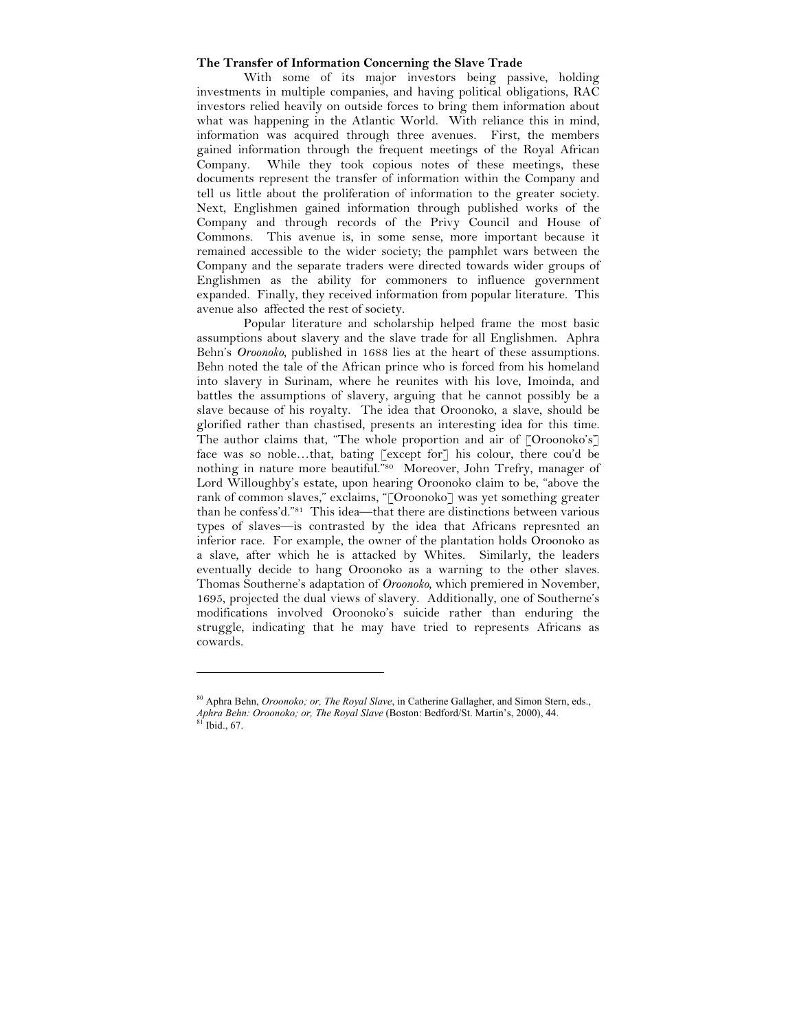**The Transfer of Information Concerning the Slave Trade**

With some of its major investors being passive, holding investments in multiple companies, and having political obligations, RAC investors relied heavily on outside forces to bring them information about what was happening in the Atlantic World. With reliance this in mind, information was acquired through three avenues. First, the members gained information through the frequent meetings of the Royal African Company. While they took copious notes of these meetings, these documents represent the transfer of information within the Company and tell us little about the proliferation of information to the greater society. Next, Englishmen gained information through published works of the Company and through records of the Privy Council and House of Commons. This avenue is, in some sense, more important because it remained accessible to the wider society; the pamphlet wars between the Company and the separate traders were directed towards wider groups of Englishmen as the ability for commoners to influence government expanded. Finally, they received information from popular literature. This avenue also affected the rest of society.

Popular literature and scholarship helped frame the most basic assumptions about slavery and the slave trade for all Englishmen. Aphra Behn's *Oroonoko*, published in 1688 lies at the heart of these assumptions. Behn noted the tale of the African prince who is forced from his homeland into slavery in Surinam, where he reunites with his love, Imoinda, and battles the assumptions of slavery, arguing that he cannot possibly be a slave because of his royalty. The idea that Oroonoko, a slave, should be glorified rather than chastised, presents an interesting idea for this time. The author claims that, "The whole proportion and air of [Oroonoko's] face was so noble…that, bating [except for] his colour, there cou'd be nothing in nature more beautiful."[80] Moreover, John Trefry, manager of Lord Willoughby's estate, upon hearing Oroonoko claim to be, "above the rank of common slaves," exclaims, "[Oroonoko] was yet something greater than he confess'd."[81] This idea—that there are distinctions between various types of slaves—is contrasted by the idea that Africans represnted an inferior race. For example, the owner of the plantation holds Oroonoko as a slave, after which he is attacked by Whites. Similarly, the leaders eventually decide to hang Oroonoko as a warning to the other slaves. Thomas Southerne's adaptation of *Oroonoko*, which premiered in November, 1695, projected the dual views of slavery. Additionally, one of Southerne's modifications involved Oroonoko's suicide rather than enduring the struggle, indicating that he may have tried to represents Africans as cowards.

---

[80] Aphra Behn, *Oroonoko; or, The Royal Slave*, in Catherine Gallagher, and Simon Stern, eds., *Aphra Behn: Oroonoko; or, The Royal Slave* (Boston: Bedford/St. Martin's, 2000), 44.

[81] Ibid., 67.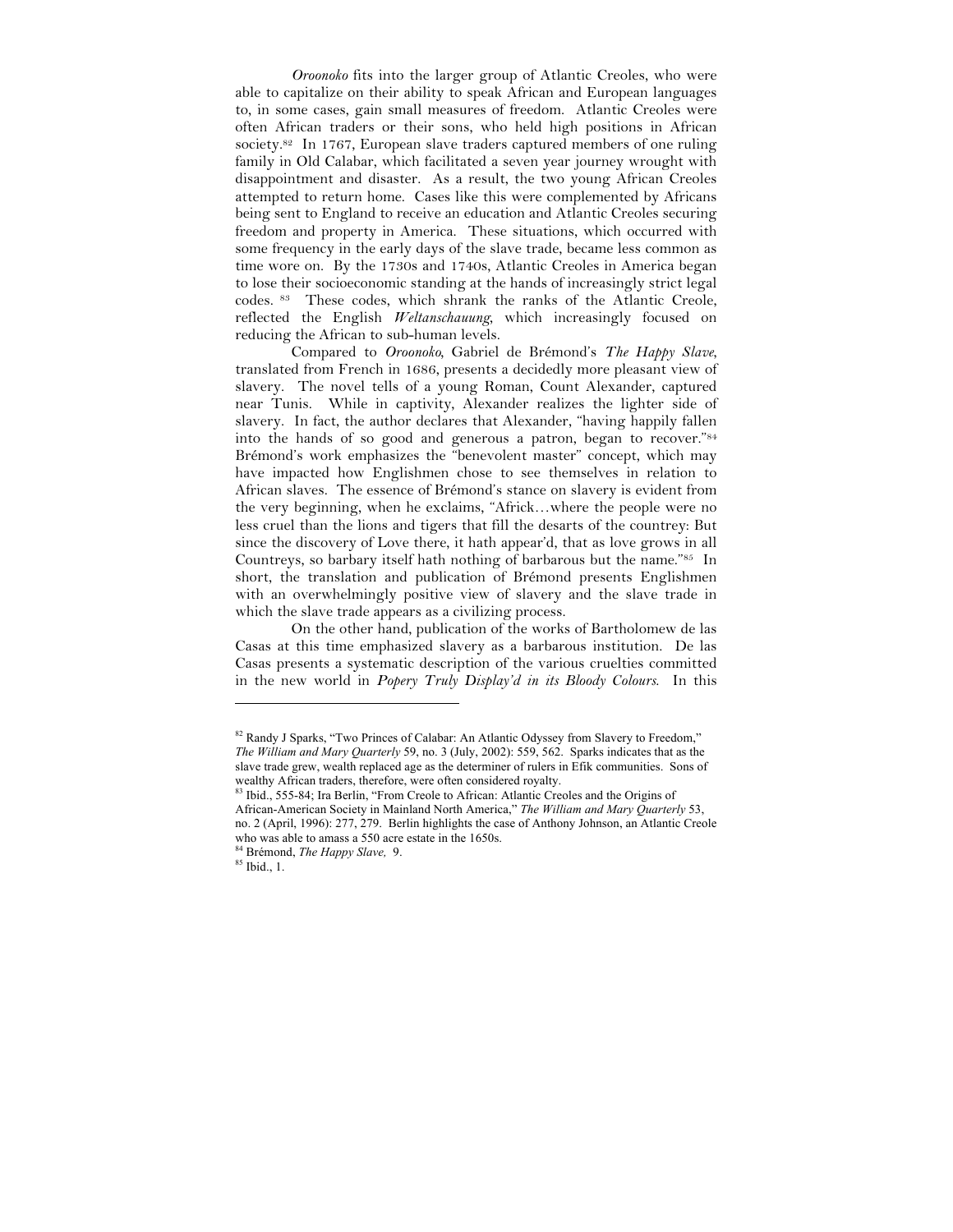*Oroonoko* fits into the larger group of Atlantic Creoles, who were able to capitalize on their ability to speak African and European languages to, in some cases, gain small measures of freedom. Atlantic Creoles were often African traders or their sons, who held high positions in African society.[82] In 1767, European slave traders captured members of one ruling family in Old Calabar, which facilitated a seven year journey wrought with disappointment and disaster. As a result, the two young African Creoles attempted to return home. Cases like this were complemented by Africans being sent to England to receive an education and Atlantic Creoles securing freedom and property in America. These situations, which occurred with some frequency in the early days of the slave trade, became less common as time wore on. By the 1730s and 1740s, Atlantic Creoles in America began to lose their socioeconomic standing at the hands of increasingly strict legal codes.[83] These codes, which shrank the ranks of the Atlantic Creole, reflected the English *Weltanschauung*, which increasingly focused on reducing the African to sub-human levels.

Compared to *Oroonoko*, Gabriel de Brémond's *The Happy Slave*, translated from French in 1686, presents a decidedly more pleasant view of slavery. The novel tells of a young Roman, Count Alexander, captured near Tunis. While in captivity, Alexander realizes the lighter side of slavery. In fact, the author declares that Alexander, "having happily fallen into the hands of so good and generous a patron, began to recover."[84] Brémond's work emphasizes the "benevolent master" concept, which may have impacted how Englishmen chose to see themselves in relation to African slaves. The essence of Brémond's stance on slavery is evident from the very beginning, when he exclaims, "Africk…where the people were no less cruel than the lions and tigers that fill the desarts of the countrey: But since the discovery of Love there, it hath appear'd, that as love grows in all Countreys, so barbary itself hath nothing of barbarous but the name."[85] In short, the translation and publication of Brémond presents Englishmen with an overwhelmingly positive view of slavery and the slave trade in which the slave trade appears as a civilizing process.

On the other hand, publication of the works of Bartholomew de las Casas at this time emphasized slavery as a barbarous institution. De las Casas presents a systematic description of the various cruelties committed in the new world in *Popery Truly Display'd in its Bloody Colours*. In this

---

[82] Randy J Sparks, "Two Princes of Calabar: An Atlantic Odyssey from Slavery to Freedom," *The William and Mary Quarterly* 59, no. 3 (July, 2002): 559, 562. Sparks indicates that as the slave trade grew, wealth replaced age as the determiner of rulers in Efik communities. Sons of wealthy African traders, therefore, were often considered royalty.

[83] Ibid., 555-84; Ira Berlin, "From Creole to African: Atlantic Creoles and the Origins of African-American Society in Mainland North America," *The William and Mary Quarterly* 53, no. 2 (April, 1996): 277, 279. Berlin highlights the case of Anthony Johnson, an Atlantic Creole who was able to amass a 550 acre estate in the 1650s.

[84] Brémond, *The Happy Slave,* 9.

[85] Ibid., 1.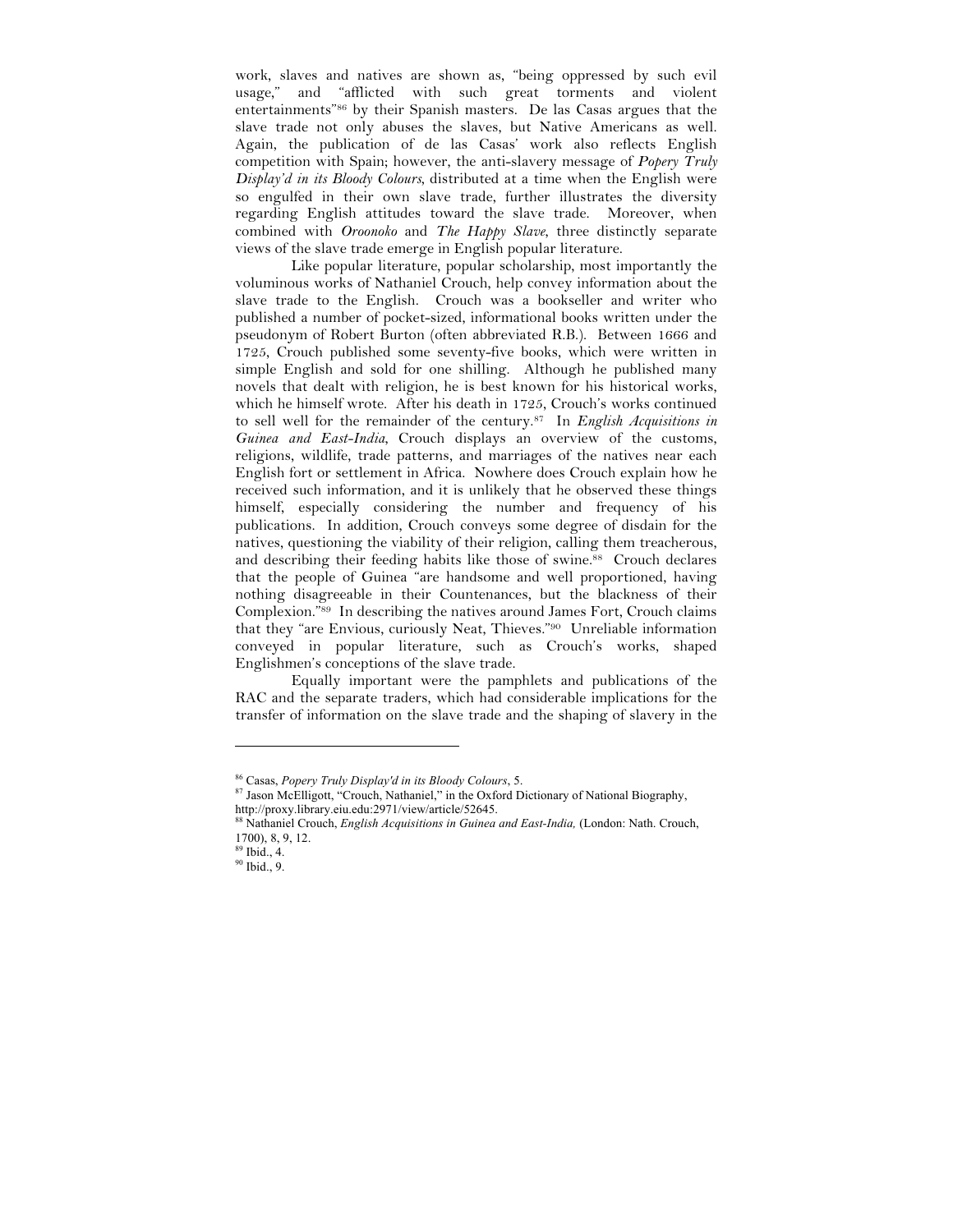work, slaves and natives are shown as, "being oppressed by such evil usage," and "afflicted with such great torments and violent entertainments"[86] by their Spanish masters. De las Casas argues that the slave trade not only abuses the slaves, but Native Americans as well. Again, the publication of de las Casas' work also reflects English competition with Spain; however, the anti-slavery message of *Popery Truly Display'd in its Bloody Colours*, distributed at a time when the English were so engulfed in their own slave trade, further illustrates the diversity regarding English attitudes toward the slave trade. Moreover, when combined with *Oroonoko* and *The Happy Slave*, three distinctly separate views of the slave trade emerge in English popular literature.

Like popular literature, popular scholarship, most importantly the voluminous works of Nathaniel Crouch, help convey information about the slave trade to the English. Crouch was a bookseller and writer who published a number of pocket-sized, informational books written under the pseudonym of Robert Burton (often abbreviated R.B.). Between 1666 and 1725, Crouch published some seventy-five books, which were written in simple English and sold for one shilling. Although he published many novels that dealt with religion, he is best known for his historical works, which he himself wrote. After his death in 1725, Crouch's works continued to sell well for the remainder of the century.[87] In *English Acquisitions in Guinea and East-India*, Crouch displays an overview of the customs, religions, wildlife, trade patterns, and marriages of the natives near each English fort or settlement in Africa. Nowhere does Crouch explain how he received such information, and it is unlikely that he observed these things himself, especially considering the number and frequency of his publications. In addition, Crouch conveys some degree of disdain for the natives, questioning the viability of their religion, calling them treacherous, and describing their feeding habits like those of swine.[88] Crouch declares that the people of Guinea "are handsome and well proportioned, having nothing disagreeable in their Countenances, but the blackness of their Complexion."[89] In describing the natives around James Fort, Crouch claims that they "are Envious, curiously Neat, Thieves."[90] Unreliable information conveyed in popular literature, such as Crouch's works, shaped Englishmen's conceptions of the slave trade.

Equally important were the pamphlets and publications of the RAC and the separate traders, which had considerable implications for the transfer of information on the slave trade and the shaping of slavery in the

---

[86] Casas, *Popery Truly Display'd in its Bloody Colours*, 5.

[87] Jason McElligott, "Crouch, Nathaniel," in the Oxford Dictionary of National Biography, http://proxy.library.eiu.edu:2971/view/article/52645.

[88] Nathaniel Crouch, *English Acquisitions in Guinea and East-India,* (London: Nath. Crouch, 1700), 8, 9, 12.

[89] Ibid., 4.

[90] Ibid., 9.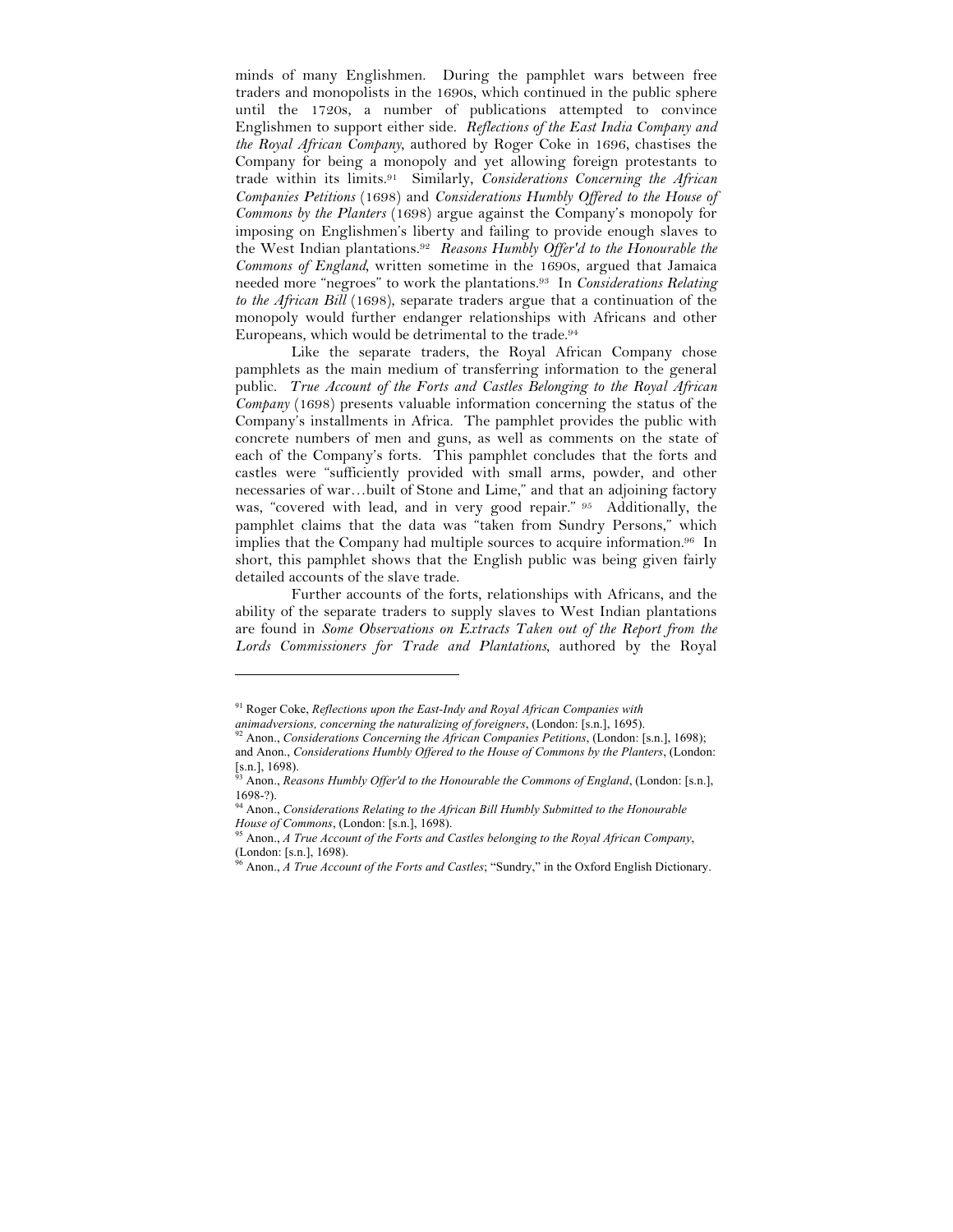minds of many Englishmen. During the pamphlet wars between free traders and monopolists in the 1690s, which continued in the public sphere until the 1720s, a number of publications attempted to convince Englishmen to support either side. *Reflections of the East India Company and the Royal African Company*, authored by Roger Coke in 1696, chastises the Company for being a monopoly and yet allowing foreign protestants to trade within its limits.[91] Similarly, *Considerations Concerning the African Companies Petitions* (1698) and *Considerations Humbly Offered to the House of Commons by the Planters* (1698) argue against the Company's monopoly for imposing on Englishmen's liberty and failing to provide enough slaves to the West Indian plantations.[92] *Reasons Humbly Offer'd to the Honourable the Commons of England*, written sometime in the 1690s, argued that Jamaica needed more "negroes" to work the plantations.[93] In *Considerations Relating to the African Bill* (1698), separate traders argue that a continuation of the monopoly would further endanger relationships with Africans and other Europeans, which would be detrimental to the trade.[94]

Like the separate traders, the Royal African Company chose pamphlets as the main medium of transferring information to the general public. *True Account of the Forts and Castles Belonging to the Royal African Company* (1698) presents valuable information concerning the status of the Company's installments in Africa. The pamphlet provides the public with concrete numbers of men and guns, as well as comments on the state of each of the Company's forts. This pamphlet concludes that the forts and castles were "sufficiently provided with small arms, powder, and other necessaries of war…built of Stone and Lime," and that an adjoining factory was, "covered with lead, and in very good repair." [95] Additionally, the pamphlet claims that the data was "taken from Sundry Persons," which implies that the Company had multiple sources to acquire information.[96] In short, this pamphlet shows that the English public was being given fairly detailed accounts of the slave trade.

Further accounts of the forts, relationships with Africans, and the ability of the separate traders to supply slaves to West Indian plantations are found in *Some Observations on Extracts Taken out of the Report from the Lords Commissioners for Trade and Plantations*, authored by the Royal

---

[91] Roger Coke, *Reflections upon the East-Indy and Royal African Companies with animadversions, concerning the naturalizing of foreigners*, (London: [s.n.], 1695).

[92] Anon., *Considerations Concerning the African Companies Petitions*, (London: [s.n.], 1698); and Anon., *Considerations Humbly Offered to the House of Commons by the Planters*, (London: [s.n.], 1698).

[93] Anon., *Reasons Humbly Offer'd to the Honourable the Commons of England*, (London: [s.n.], 1698-?).

[94] Anon., *Considerations Relating to the African Bill Humbly Submitted to the Honourable House of Commons*, (London: [s.n.], 1698).

[95] Anon., *A True Account of the Forts and Castles belonging to the Royal African Company*, (London: [s.n.], 1698).

[96] Anon., *A True Account of the Forts and Castles*; "Sundry," in the Oxford English Dictionary.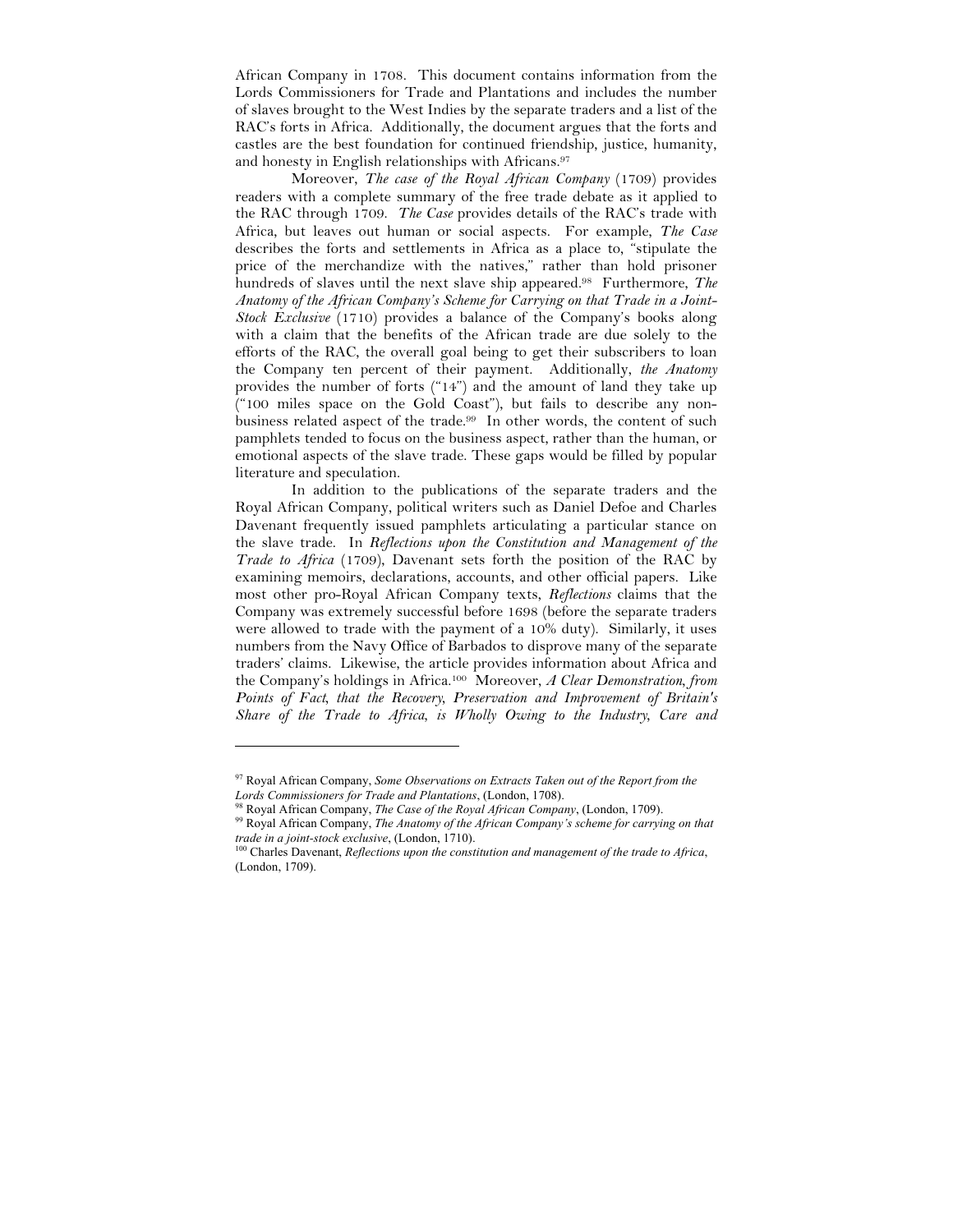African Company in 1708. This document contains information from the Lords Commissioners for Trade and Plantations and includes the number of slaves brought to the West Indies by the separate traders and a list of the RAC's forts in Africa. Additionally, the document argues that the forts and castles are the best foundation for continued friendship, justice, humanity, and honesty in English relationships with Africans.[97]

Moreover, *The case of the Royal African Company* (1709) provides readers with a complete summary of the free trade debate as it applied to the RAC through 1709. *The Case* provides details of the RAC's trade with Africa, but leaves out human or social aspects. For example, *The Case* describes the forts and settlements in Africa as a place to, "stipulate the price of the merchandize with the natives," rather than hold prisoner hundreds of slaves until the next slave ship appeared.[98] Furthermore, *The Anatomy of the African Company's Scheme for Carrying on that Trade in a Joint-Stock Exclusive* (1710) provides a balance of the Company's books along with a claim that the benefits of the African trade are due solely to the efforts of the RAC, the overall goal being to get their subscribers to loan the Company ten percent of their payment. Additionally, *the Anatomy* provides the number of forts ("14") and the amount of land they take up ("100 miles space on the Gold Coast"), but fails to describe any non-business related aspect of the trade.[99] In other words, the content of such pamphlets tended to focus on the business aspect, rather than the human, or emotional aspects of the slave trade. These gaps would be filled by popular literature and speculation.

In addition to the publications of the separate traders and the Royal African Company, political writers such as Daniel Defoe and Charles Davenant frequently issued pamphlets articulating a particular stance on the slave trade. In *Reflections upon the Constitution and Management of the Trade to Africa* (1709), Davenant sets forth the position of the RAC by examining memoirs, declarations, accounts, and other official papers. Like most other pro-Royal African Company texts, *Reflections* claims that the Company was extremely successful before 1698 (before the separate traders were allowed to trade with the payment of a 10% duty). Similarly, it uses numbers from the Navy Office of Barbados to disprove many of the separate traders' claims. Likewise, the article provides information about Africa and the Company's holdings in Africa.[100] Moreover, *A Clear Demonstration, from Points of Fact, that the Recovery, Preservation and Improvement of Britain's Share of the Trade to Africa, is Wholly Owing to the Industry, Care and*

---

[97] Royal African Company, *Some Observations on Extracts Taken out of the Report from the Lords Commissioners for Trade and Plantations*, (London, 1708).

[98] Royal African Company, *The Case of the Royal African Company*, (London, 1709).

[99] Royal African Company, *The Anatomy of the African Company's scheme for carrying on that trade in a joint-stock exclusive*, (London, 1710).

[100] Charles Davenant, *Reflections upon the constitution and management of the trade to Africa*, (London, 1709).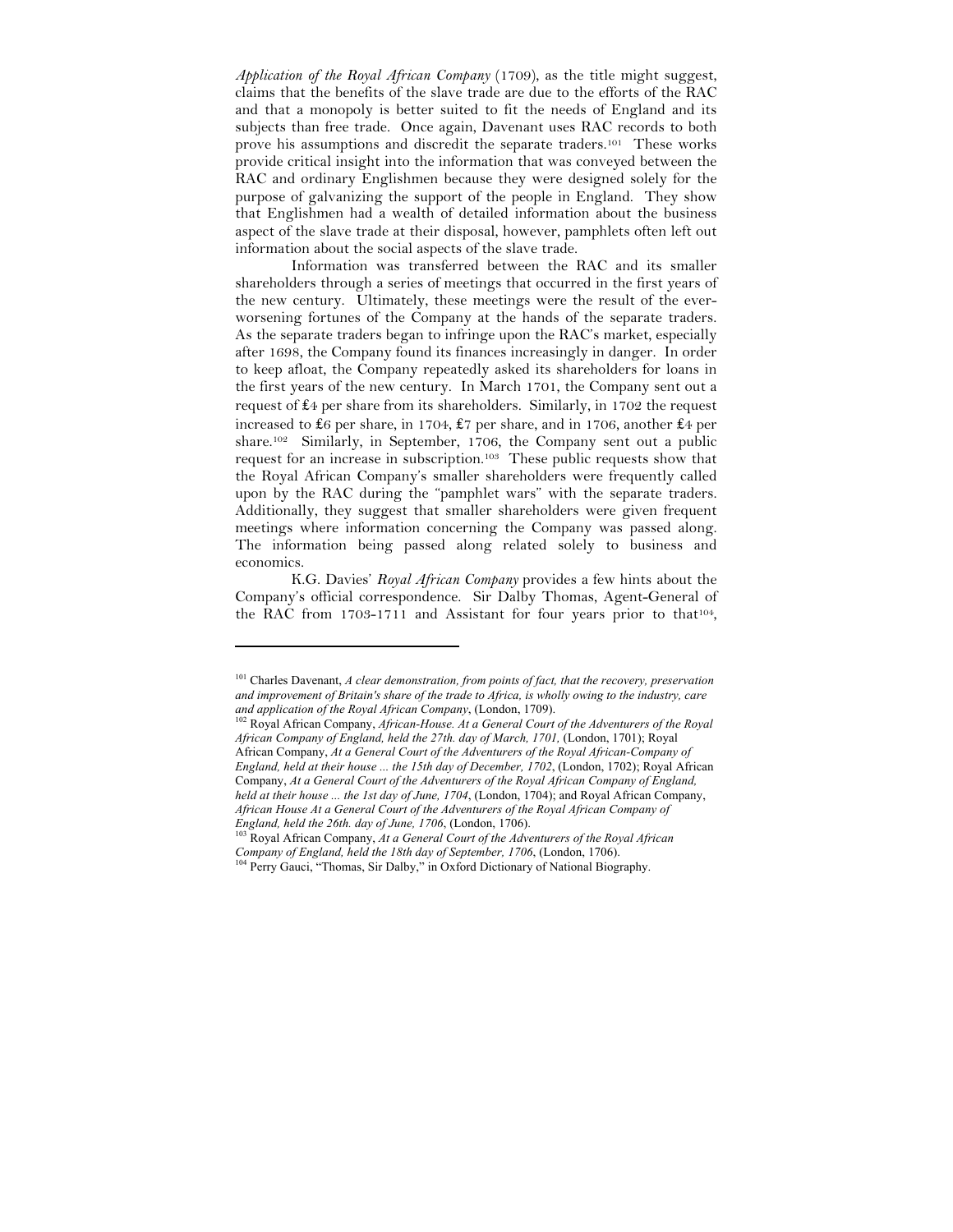*Application of the Royal African Company* (1709), as the title might suggest, claims that the benefits of the slave trade are due to the efforts of the RAC and that a monopoly is better suited to fit the needs of England and its subjects than free trade. Once again, Davenant uses RAC records to both prove his assumptions and discredit the separate traders.[101] These works provide critical insight into the information that was conveyed between the RAC and ordinary Englishmen because they were designed solely for the purpose of galvanizing the support of the people in England. They show that Englishmen had a wealth of detailed information about the business aspect of the slave trade at their disposal, however, pamphlets often left out information about the social aspects of the slave trade.

Information was transferred between the RAC and its smaller shareholders through a series of meetings that occurred in the first years of the new century. Ultimately, these meetings were the result of the ever-worsening fortunes of the Company at the hands of the separate traders. As the separate traders began to infringe upon the RAC's market, especially after 1698, the Company found its finances increasingly in danger. In order to keep afloat, the Company repeatedly asked its shareholders for loans in the first years of the new century. In March 1701, the Company sent out a request of £4 per share from its shareholders. Similarly, in 1702 the request increased to £6 per share, in 1704, £7 per share, and in 1706, another £4 per share.[102] Similarly, in September, 1706, the Company sent out a public request for an increase in subscription.[103] These public requests show that the Royal African Company's smaller shareholders were frequently called upon by the RAC during the "pamphlet wars" with the separate traders. Additionally, they suggest that smaller shareholders were given frequent meetings where information concerning the Company was passed along. The information being passed along related solely to business and economics.

K.G. Davies' *Royal African Company* provides a few hints about the Company's official correspondence. Sir Dalby Thomas, Agent-General of the RAC from 1703-1711 and Assistant for four years prior to that[104],

---

[101] Charles Davenant, *A clear demonstration, from points of fact, that the recovery, preservation and improvement of Britain's share of the trade to Africa, is wholly owing to the industry, care and application of the Royal African Company*, (London, 1709).

[102] Royal African Company, *African-House. At a General Court of the Adventurers of the Royal African Company of England, held the 27th. day of March, 1701,* (London, 1701); Royal African Company, *At a General Court of the Adventurers of the Royal African-Company of England, held at their house ... the 15th day of December, 1702*, (London, 1702); Royal African Company, *At a General Court of the Adventurers of the Royal African Company of England, held at their house ... the 1st day of June, 1704*, (London, 1704); and Royal African Company, *African House At a General Court of the Adventurers of the Royal African Company of England, held the 26th. day of June, 1706*, (London, 1706).

[103] Royal African Company, *At a General Court of the Adventurers of the Royal African Company of England, held the 18th day of September, 1706*, (London, 1706).

[104] Perry Gauci, "Thomas, Sir Dalby," in Oxford Dictionary of National Biography.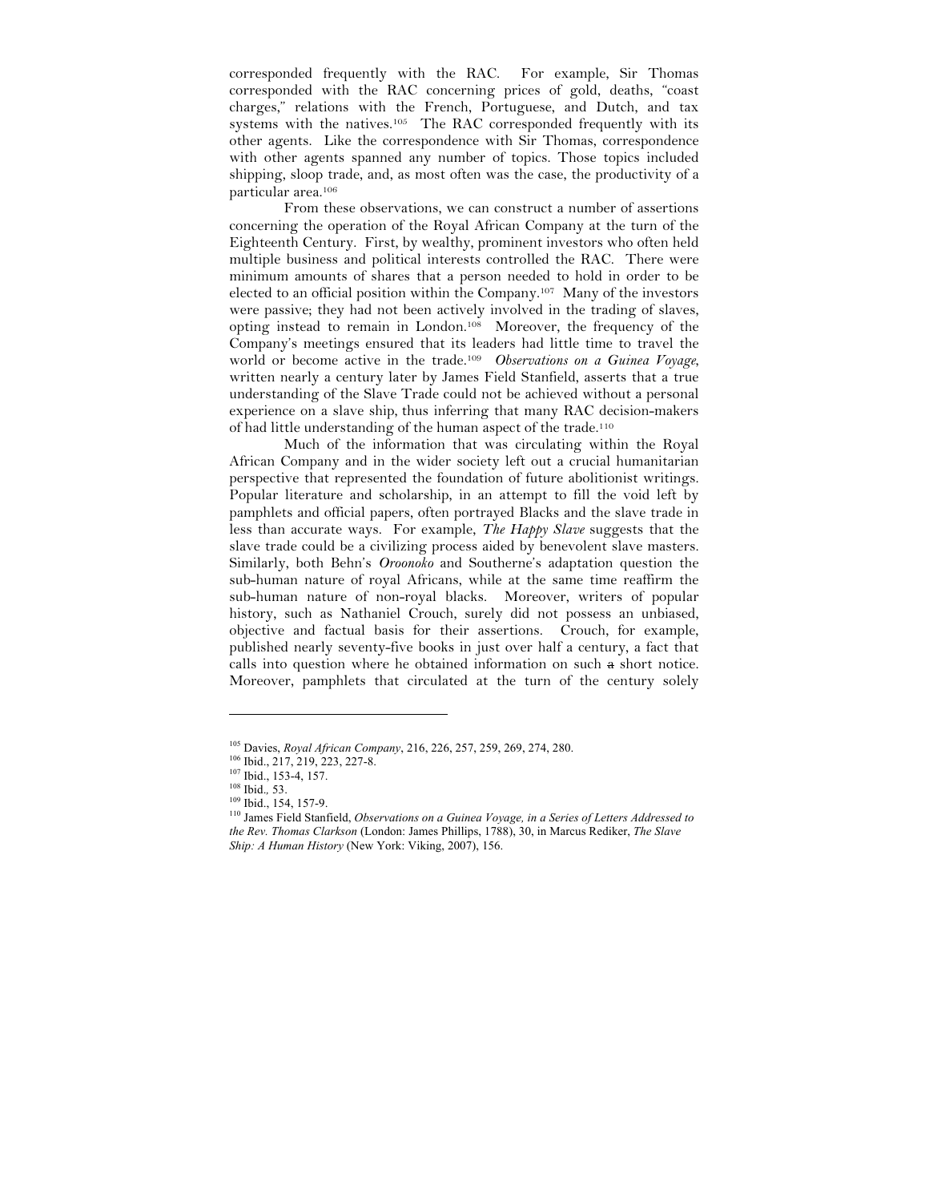corresponded frequently with the RAC. For example, Sir Thomas corresponded with the RAC concerning prices of gold, deaths, "coast charges," relations with the French, Portuguese, and Dutch, and tax systems with the natives.[105] The RAC corresponded frequently with its other agents. Like the correspondence with Sir Thomas, correspondence with other agents spanned any number of topics. Those topics included shipping, sloop trade, and, as most often was the case, the productivity of a particular area.[106]

From these observations, we can construct a number of assertions concerning the operation of the Royal African Company at the turn of the Eighteenth Century. First, by wealthy, prominent investors who often held multiple business and political interests controlled the RAC. There were minimum amounts of shares that a person needed to hold in order to be elected to an official position within the Company.[107] Many of the investors were passive; they had not been actively involved in the trading of slaves, opting instead to remain in London.[108] Moreover, the frequency of the Company's meetings ensured that its leaders had little time to travel the world or become active in the trade.[109] *Observations on a Guinea Voyage*, written nearly a century later by James Field Stanfield, asserts that a true understanding of the Slave Trade could not be achieved without a personal experience on a slave ship, thus inferring that many RAC decision-makers of had little understanding of the human aspect of the trade.[110]

Much of the information that was circulating within the Royal African Company and in the wider society left out a crucial humanitarian perspective that represented the foundation of future abolitionist writings. Popular literature and scholarship, in an attempt to fill the void left by pamphlets and official papers, often portrayed Blacks and the slave trade in less than accurate ways. For example, *The Happy Slave* suggests that the slave trade could be a civilizing process aided by benevolent slave masters. Similarly, both Behn's *Oroonoko* and Southerne's adaptation question the sub-human nature of royal Africans, while at the same time reaffirm the sub-human nature of non-royal blacks. Moreover, writers of popular history, such as Nathaniel Crouch, surely did not possess an unbiased, objective and factual basis for their assertions. Crouch, for example, published nearly seventy-five books in just over half a century, a fact that calls into question where he obtained information on such ~~a~~ short notice. Moreover, pamphlets that circulated at the turn of the century solely

---

[105] Davies, *Royal African Company*, 216, 226, 257, 259, 269, 274, 280.
[106] Ibid., 217, 219, 223, 227-8.
[107] Ibid., 153-4, 157.
[108] Ibid., 53.
[109] Ibid., 154, 157-9.
[110] James Field Stanfield, *Observations on a Guinea Voyage, in a Series of Letters Addressed to the Rev. Thomas Clarkson* (London: James Phillips, 1788), 30, in Marcus Rediker, *The Slave Ship: A Human History* (New York: Viking, 2007), 156.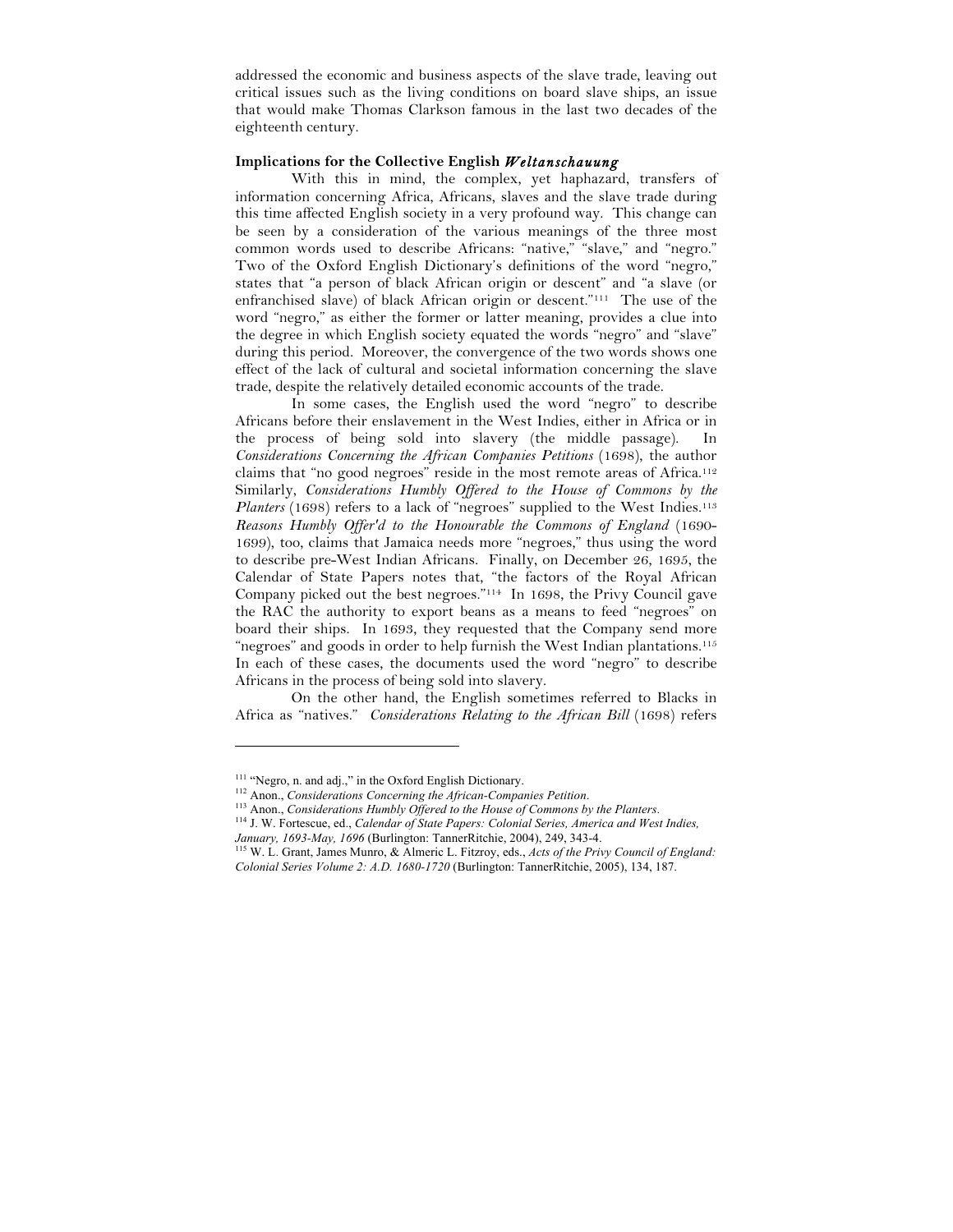addressed the economic and business aspects of the slave trade, leaving out critical issues such as the living conditions on board slave ships, an issue that would make Thomas Clarkson famous in the last two decades of the eighteenth century.

### Implications for the Collective English *Weltanschauung*

With this in mind, the complex, yet haphazard, transfers of information concerning Africa, Africans, slaves and the slave trade during this time affected English society in a very profound way. This change can be seen by a consideration of the various meanings of the three most common words used to describe Africans: "native," "slave," and "negro." Two of the Oxford English Dictionary's definitions of the word "negro," states that "a person of black African origin or descent" and "a slave (or enfranchised slave) of black African origin or descent."[111] The use of the word "negro," as either the former or latter meaning, provides a clue into the degree in which English society equated the words "negro" and "slave" during this period. Moreover, the convergence of the two words shows one effect of the lack of cultural and societal information concerning the slave trade, despite the relatively detailed economic accounts of the trade.

In some cases, the English used the word "negro" to describe Africans before their enslavement in the West Indies, either in Africa or in the process of being sold into slavery (the middle passage). In *Considerations Concerning the African Companies Petitions* (1698), the author claims that "no good negroes" reside in the most remote areas of Africa.[112] Similarly, *Considerations Humbly Offered to the House of Commons by the Planters* (1698) refers to a lack of "negroes" supplied to the West Indies.[113] *Reasons Humbly Offer'd to the Honourable the Commons of England* (1690-1699), too, claims that Jamaica needs more "negroes," thus using the word to describe pre-West Indian Africans. Finally, on December 26, 1695, the Calendar of State Papers notes that, "the factors of the Royal African Company picked out the best negroes."[114] In 1698, the Privy Council gave the RAC the authority to export beans as a means to feed "negroes" on board their ships. In 1693, they requested that the Company send more "negroes" and goods in order to help furnish the West Indian plantations.[115] In each of these cases, the documents used the word "negro" to describe Africans in the process of being sold into slavery.

On the other hand, the English sometimes referred to Blacks in Africa as "natives." *Considerations Relating to the African Bill* (1698) refers

---

[111] "Negro, n. and adj.," in the Oxford English Dictionary.

[112] Anon., *Considerations Concerning the African-Companies Petition*.

[113] Anon., *Considerations Humbly Offered to the House of Commons by the Planters*.

[114] J. W. Fortescue, ed., *Calendar of State Papers: Colonial Series, America and West Indies, January, 1693-May, 1696* (Burlington: TannerRitchie, 2004), 249, 343-4.

[115] W. L. Grant, James Munro, & Almeric L. Fitzroy, eds., *Acts of the Privy Council of England: Colonial Series Volume 2: A.D. 1680-1720* (Burlington: TannerRitchie, 2005), 134, 187.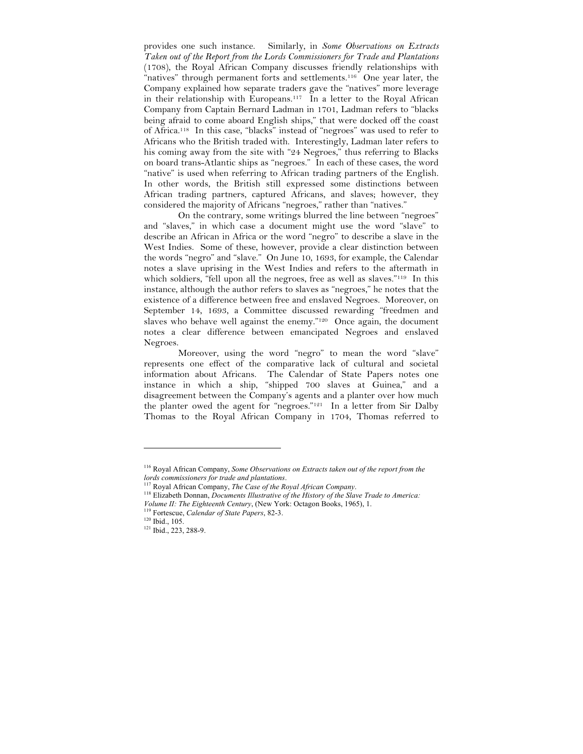provides one such instance. Similarly, in *Some Observations on Extracts Taken out of the Report from the Lords Commissioners for Trade and Plantations* (1708), the Royal African Company discusses friendly relationships with "natives" through permanent forts and settlements.[116] One year later, the Company explained how separate traders gave the "natives" more leverage in their relationship with Europeans.[117] In a letter to the Royal African Company from Captain Bernard Ladman in 1701, Ladman refers to "blacks being afraid to come aboard English ships," that were docked off the coast of Africa.[118] In this case, "blacks" instead of "negroes" was used to refer to Africans who the British traded with. Interestingly, Ladman later refers to his coming away from the site with "24 Negroes," thus referring to Blacks on board trans-Atlantic ships as "negroes." In each of these cases, the word "native" is used when referring to African trading partners of the English. In other words, the British still expressed some distinctions between African trading partners, captured Africans, and slaves; however, they considered the majority of Africans "negroes," rather than "natives."

On the contrary, some writings blurred the line between "negroes" and "slaves," in which case a document might use the word "slave" to describe an African in Africa or the word "negro" to describe a slave in the West Indies. Some of these, however, provide a clear distinction between the words "negro" and "slave." On June 10, 1693, for example, the Calendar notes a slave uprising in the West Indies and refers to the aftermath in which soldiers, "fell upon all the negroes, free as well as slaves."[119] In this instance, although the author refers to slaves as "negroes," he notes that the existence of a difference between free and enslaved Negroes. Moreover, on September 14, 1693, a Committee discussed rewarding "freedmen and slaves who behave well against the enemy."[120] Once again, the document notes a clear difference between emancipated Negroes and enslaved Negroes.

Moreover, using the word "negro" to mean the word "slave" represents one effect of the comparative lack of cultural and societal information about Africans. The Calendar of State Papers notes one instance in which a ship, "shipped 700 slaves at Guinea," and a disagreement between the Company's agents and a planter over how much the planter owed the agent for "negroes."[121] In a letter from Sir Dalby Thomas to the Royal African Company in 1704, Thomas referred to

---

[116] Royal African Company, *Some Observations on Extracts taken out of the report from the lords commissioners for trade and plantations*.

[117] Royal African Company, *The Case of the Royal African Company*.

[118] Elizabeth Donnan, *Documents Illustrative of the History of the Slave Trade to America: Volume II: The Eighteenth Century*, (New York: Octagon Books, 1965), 1.

[119] Fortescue, *Calendar of State Papers*, 82-3.

[120] Ibid., 105.

[121] Ibid., 223, 288-9.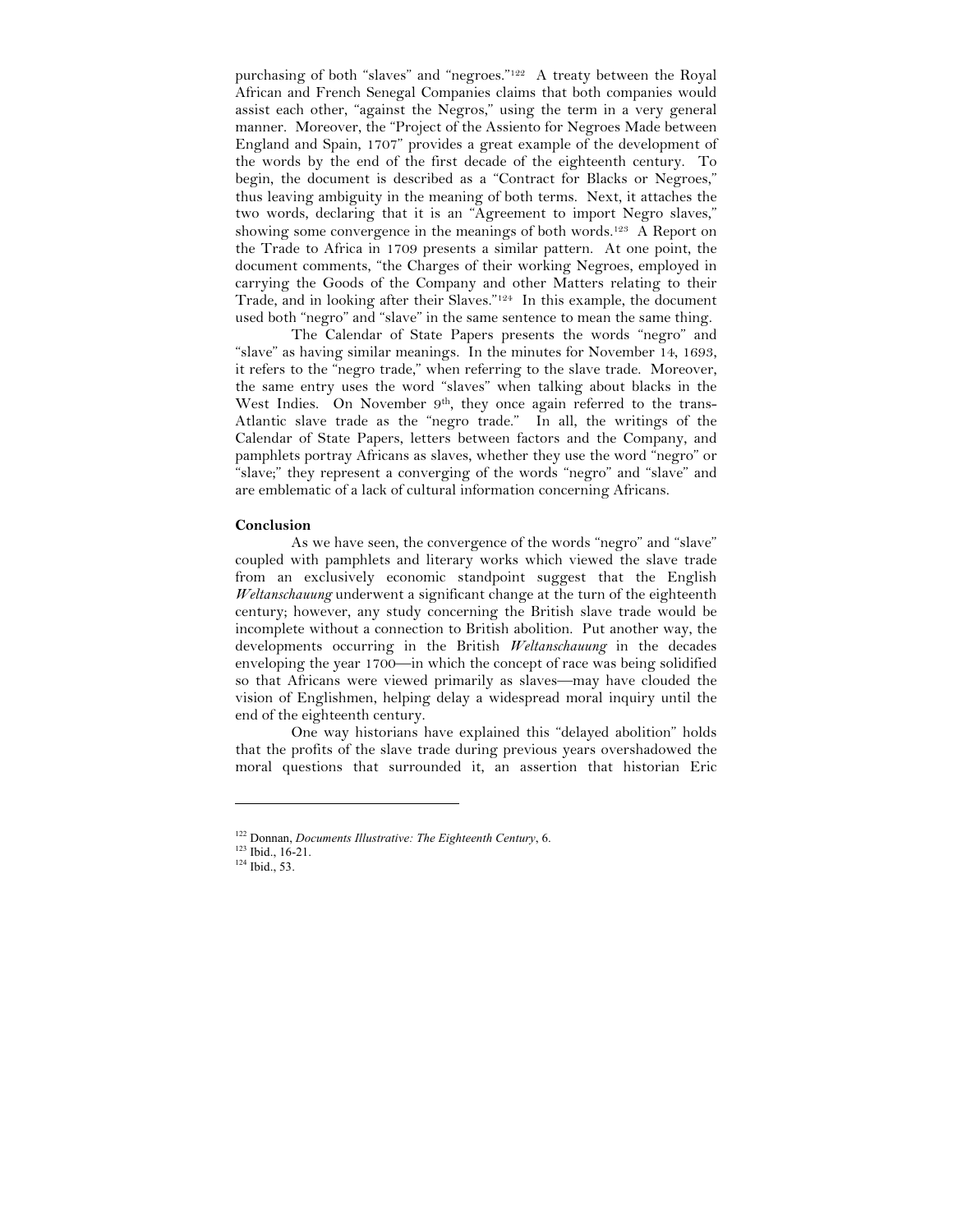purchasing of both "slaves" and "negroes."[122] A treaty between the Royal African and French Senegal Companies claims that both companies would assist each other, "against the Negros," using the term in a very general manner. Moreover, the "Project of the Assiento for Negroes Made between England and Spain, 1707" provides a great example of the development of the words by the end of the first decade of the eighteenth century. To begin, the document is described as a "Contract for Blacks or Negroes," thus leaving ambiguity in the meaning of both terms. Next, it attaches the two words, declaring that it is an "Agreement to import Negro slaves," showing some convergence in the meanings of both words.[123] A Report on the Trade to Africa in 1709 presents a similar pattern. At one point, the document comments, "the Charges of their working Negroes, employed in carrying the Goods of the Company and other Matters relating to their Trade, and in looking after their Slaves."[124] In this example, the document used both "negro" and "slave" in the same sentence to mean the same thing.

The Calendar of State Papers presents the words "negro" and "slave" as having similar meanings. In the minutes for November 14, 1693, it refers to the "negro trade," when referring to the slave trade. Moreover, the same entry uses the word "slaves" when talking about blacks in the West Indies. On November 9th, they once again referred to the trans-Atlantic slave trade as the "negro trade." In all, the writings of the Calendar of State Papers, letters between factors and the Company, and pamphlets portray Africans as slaves, whether they use the word "negro" or "slave;" they represent a converging of the words "negro" and "slave" and are emblematic of a lack of cultural information concerning Africans.

**Conclusion**

As we have seen, the convergence of the words "negro" and "slave" coupled with pamphlets and literary works which viewed the slave trade from an exclusively economic standpoint suggest that the English *Weltanschauung* underwent a significant change at the turn of the eighteenth century; however, any study concerning the British slave trade would be incomplete without a connection to British abolition. Put another way, the developments occurring in the British *Weltanschauung* in the decades enveloping the year 1700—in which the concept of race was being solidified so that Africans were viewed primarily as slaves—may have clouded the vision of Englishmen, helping delay a widespread moral inquiry until the end of the eighteenth century.

One way historians have explained this "delayed abolition" holds that the profits of the slave trade during previous years overshadowed the moral questions that surrounded it, an assertion that historian Eric

---

[122] Donnan, *Documents Illustrative: The Eighteenth Century*, 6.

[123] Ibid., 16-21.

[124] Ibid., 53.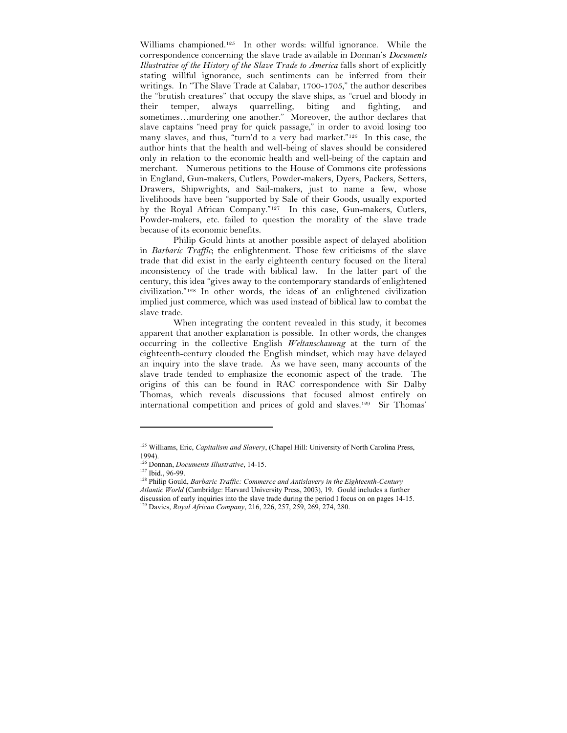Williams championed.[125] In other words: willful ignorance. While the correspondence concerning the slave trade available in Donnan's *Documents Illustrative of the History of the Slave Trade to America* falls short of explicitly stating willful ignorance, such sentiments can be inferred from their writings. In "The Slave Trade at Calabar, 1700-1705," the author describes the "brutish creatures" that occupy the slave ships, as "cruel and bloody in their temper, always quarrelling, biting and fighting, and sometimes…murdering one another." Moreover, the author declares that slave captains "need pray for quick passage," in order to avoid losing too many slaves, and thus, "turn'd to a very bad market."[126] In this case, the author hints that the health and well-being of slaves should be considered only in relation to the economic health and well-being of the captain and merchant. Numerous petitions to the House of Commons cite professions in England, Gun-makers, Cutlers, Powder-makers, Dyers, Packers, Setters, Drawers, Shipwrights, and Sail-makers, just to name a few, whose livelihoods have been "supported by Sale of their Goods, usually exported by the Royal African Company."[127] In this case, Gun-makers, Cutlers, Powder-makers, etc. failed to question the morality of the slave trade because of its economic benefits.

Philip Gould hints at another possible aspect of delayed abolition in *Barbaric Traffic*; the enlightenment. Those few criticisms of the slave trade that did exist in the early eighteenth century focused on the literal inconsistency of the trade with biblical law. In the latter part of the century, this idea "gives away to the contemporary standards of enlightened civilization."[128] In other words, the ideas of an enlightened civilization implied just commerce, which was used instead of biblical law to combat the slave trade.

When integrating the content revealed in this study, it becomes apparent that another explanation is possible. In other words, the changes occurring in the collective English *Weltanschauung* at the turn of the eighteenth-century clouded the English mindset, which may have delayed an inquiry into the slave trade. As we have seen, many accounts of the slave trade tended to emphasize the economic aspect of the trade. The origins of this can be found in RAC correspondence with Sir Dalby Thomas, which reveals discussions that focused almost entirely on international competition and prices of gold and slaves.[129] Sir Thomas'

---

[125] Williams, Eric, *Capitalism and Slavery*, (Chapel Hill: University of North Carolina Press, 1994).

[126] Donnan, *Documents Illustrative*, 14-15.

[127] Ibid., 96-99.

[128] Philip Gould, *Barbaric Traffic: Commerce and Antislavery in the Eighteenth-Century Atlantic World* (Cambridge: Harvard University Press, 2003), 19. Gould includes a further discussion of early inquiries into the slave trade during the period I focus on on pages 14-15.

[129] Davies, *Royal African Company*, 216, 226, 257, 259, 269, 274, 280.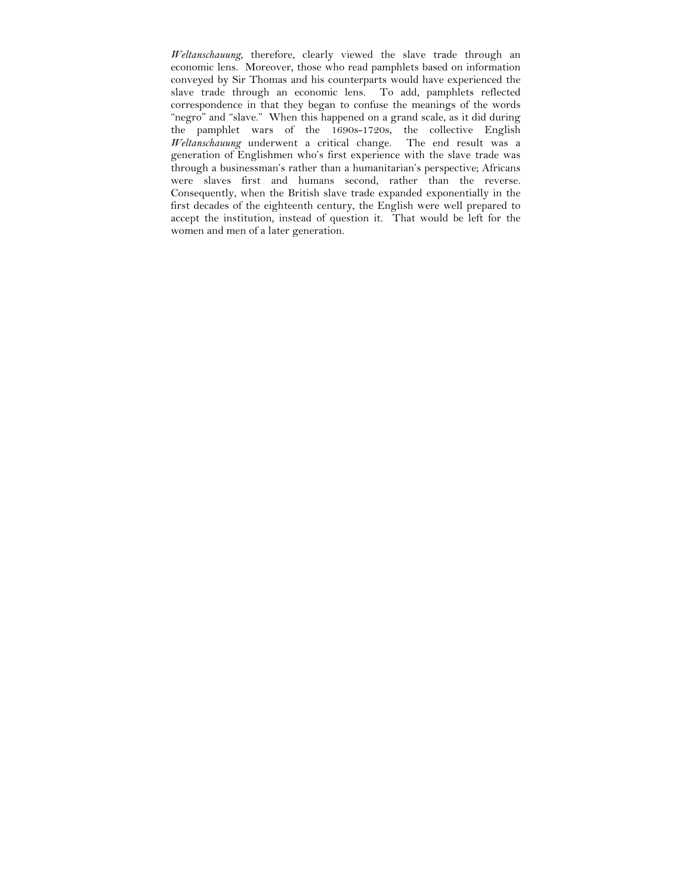*Weltanschauung*, therefore, clearly viewed the slave trade through an economic lens. Moreover, those who read pamphlets based on information conveyed by Sir Thomas and his counterparts would have experienced the slave trade through an economic lens. To add, pamphlets reflected correspondence in that they began to confuse the meanings of the words "negro" and "slave." When this happened on a grand scale, as it did during the pamphlet wars of the 1690s-1720s, the collective English *Weltanschauung* underwent a critical change. The end result was a generation of Englishmen who's first experience with the slave trade was through a businessman's rather than a humanitarian's perspective; Africans were slaves first and humans second, rather than the reverse. Consequently, when the British slave trade expanded exponentially in the first decades of the eighteenth century, the English were well prepared to accept the institution, instead of question it. That would be left for the women and men of a later generation.